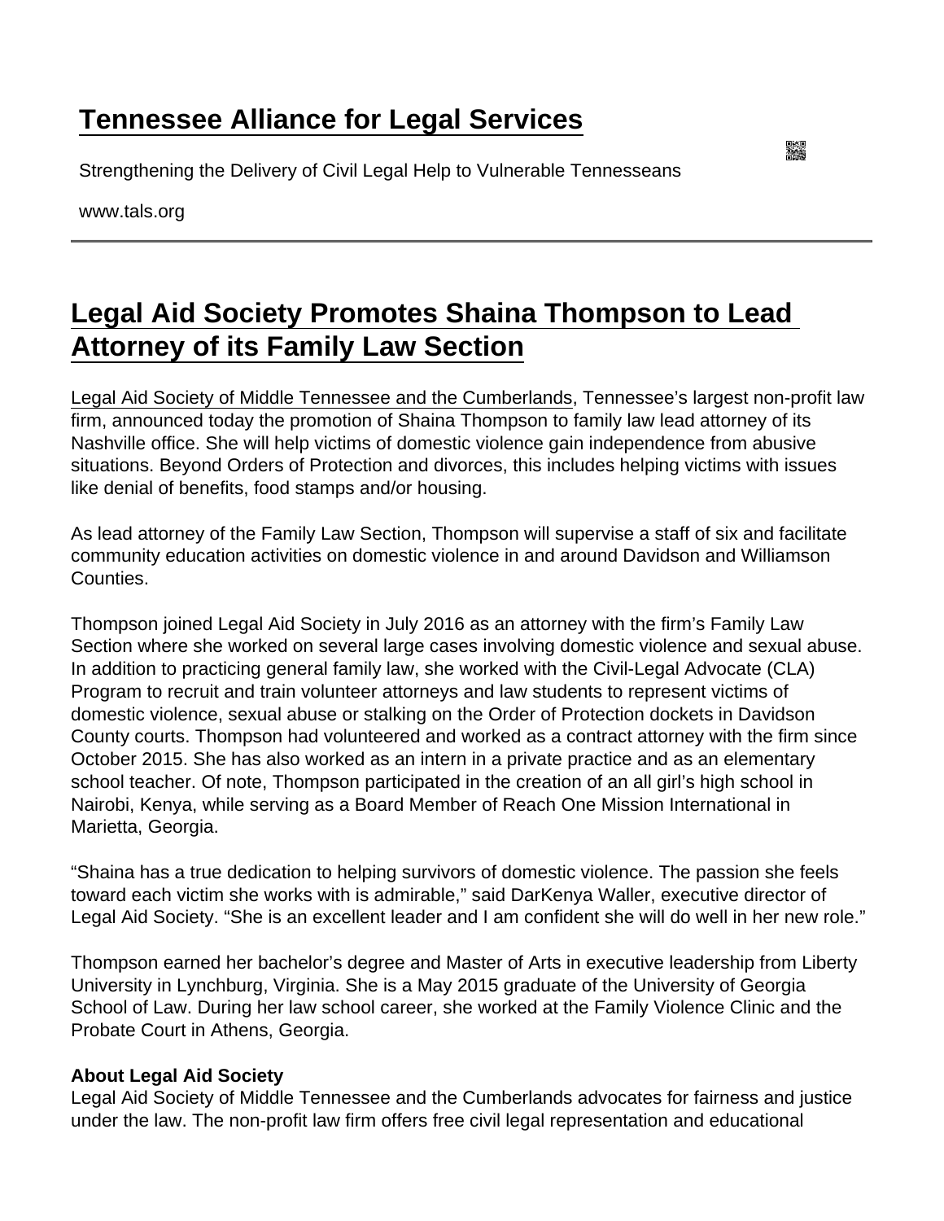# Tennessee Alliance for Legal Services

Strengthening the Delivery of Civil Legal Help to Vulnerable Tennesseans

www.tals.org

---

## Legal Aid Society Promotes Shaina Thompson to Lead Attorney of its Family Law Section

Legal Aid Society of Middle Tennessee and the Cumberlands, Tennessee's largest non-profit law firm, announced today the promotion of Shaina Thompson to family law lead attorney of its Nashville office. She will help victims of domestic violence gain independence from abusive situations. Beyond Orders of Protection and divorces, this includes helping victims with issues like denial of benefits, food stamps and/or housing.

As lead attorney of the Family Law Section, Thompson will supervise a staff of six and facilitate community education activities on domestic violence in and around Davidson and Williamson Counties.

Thompson joined Legal Aid Society in July 2016 as an attorney with the firm's Family Law Section where she worked on several large cases involving domestic violence and sexual abuse. In addition to practicing general family law, she worked with the Civil-Legal Advocate (CLA) Program to recruit and train volunteer attorneys and law students to represent victims of domestic violence, sexual abuse or stalking on the Order of Protection dockets in Davidson County courts. Thompson had volunteered and worked as a contract attorney with the firm since October 2015. She has also worked as an intern in a private practice and as an elementary school teacher. Of note, Thompson participated in the creation of an all girl's high school in Nairobi, Kenya, while serving as a Board Member of Reach One Mission International in Marietta, Georgia.

"Shaina has a true dedication to helping survivors of domestic violence. The passion she feels toward each victim she works with is admirable," said DarKenya Waller, executive director of Legal Aid Society. "She is an excellent leader and I am confident she will do well in her new role."

Thompson earned her bachelor's degree and Master of Arts in executive leadership from Liberty University in Lynchburg, Virginia. She is a May 2015 graduate of the University of Georgia School of Law. During her law school career, she worked at the Family Violence Clinic and the Probate Court in Athens, Georgia.

**About Legal Aid Society**
Legal Aid Society of Middle Tennessee and the Cumberlands advocates for fairness and justice under the law. The non-profit law firm offers free civil legal representation and educational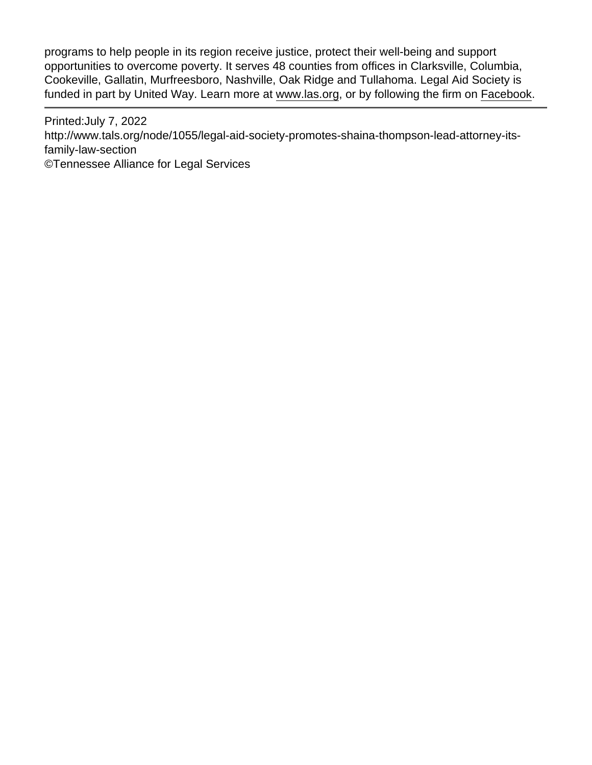programs to help people in its region receive justice, protect their well-being and support opportunities to overcome poverty. It serves 48 counties from offices in Clarksville, Columbia, Cookeville, Gallatin, Murfreesboro, Nashville, Oak Ridge and Tullahoma. Legal Aid Society is funded in part by United Way. Learn more at www.las.org, or by following the firm on Facebook.

---

Printed:July 7, 2022

http://www.tals.org/node/1055/legal-aid-society-promotes-shaina-thompson-lead-attorney-its-family-law-section

©Tennessee Alliance for Legal Services